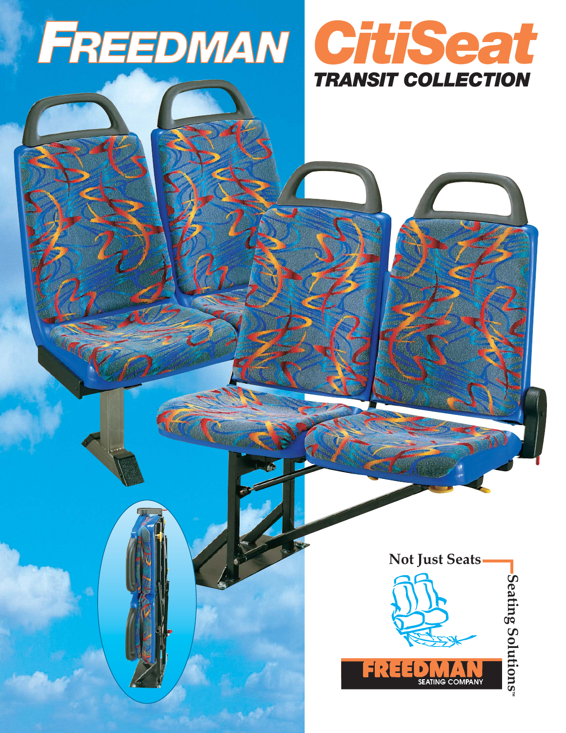# FREEDMAN CitiSeat

## TRANSIT COLLECTION

Not Just Seats

Seating Solutions™

FREEDMAN SEATING COMPANY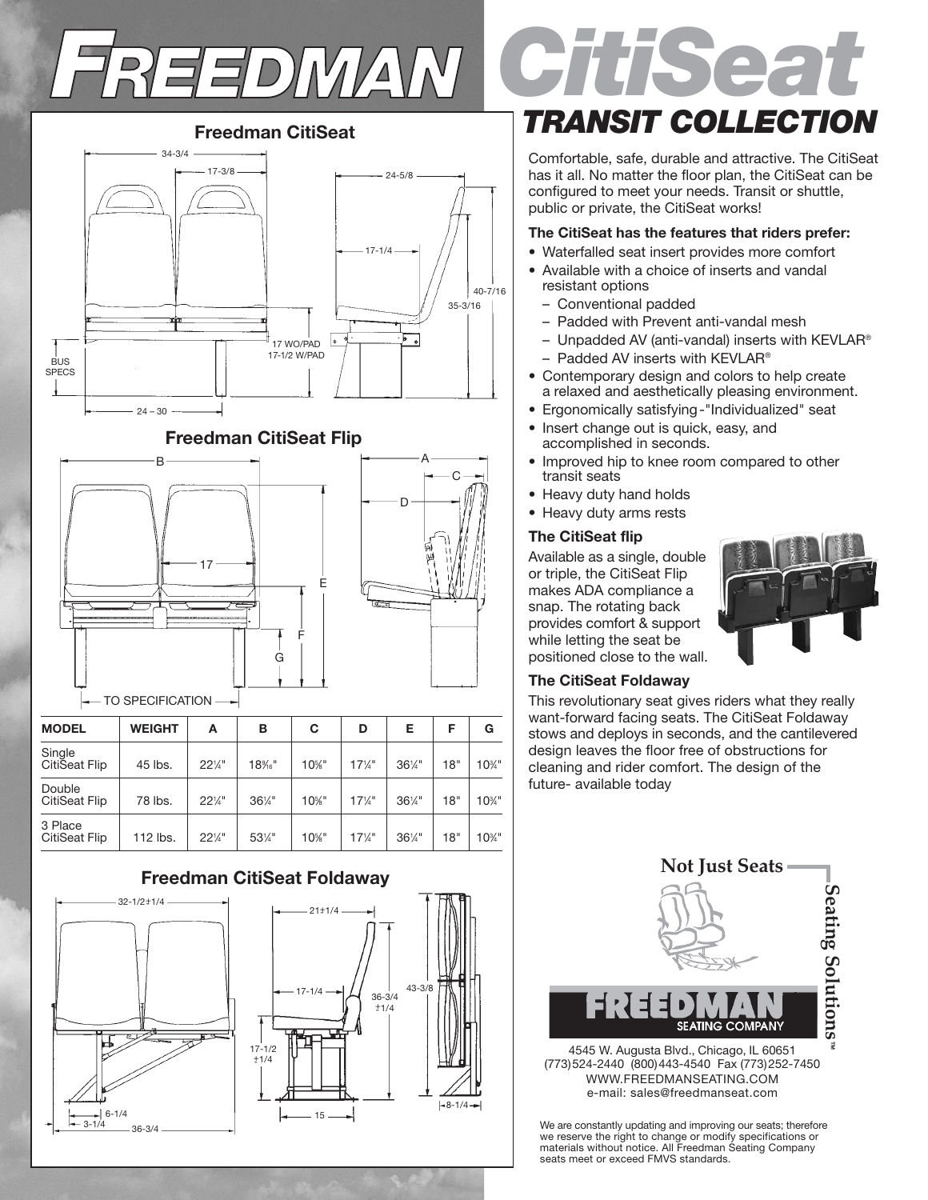# FREEDMAN CitiSeat

## TRANSIT COLLECTION

### Freedman CitiSeat

34-3/4
17-3/8
24-5/8
17-1/4
40-7/16
35-3/16
17 WO/PAD
17-1/2 W/PAD
BUS SPECS
24 – 30

### Freedman CitiSeat Flip

B
A
C
D
17
E
F
G
TO SPECIFICATION

| MODEL | WEIGHT | A | B | C | D | E | F | G |
|---|---|---|---|---|---|---|---|---|
| Single CitiSeat Flip | 45 lbs. | 22¼" | 18³⁄₁₆" | 10⅝" | 17¼" | 36¼" | 18" | 10¾" |
| Double CitiSeat Flip | 78 lbs. | 22¼" | 36¼" | 10⅝" | 17¼" | 36¼" | 18" | 10¾" |
| 3 Place CitiSeat Flip | 112 lbs. | 22¼" | 53¼" | 10⅝" | 17¼" | 36¼" | 18" | 10¾" |

### Freedman CitiSeat Foldaway

32-1/2±1/4
21±1/4
17-1/4
36-3/4 ±1/4
43-3/8
17-1/2 ±1/4
6-1/4
3-1/4
36-3/4
15
8-1/4

Comfortable, safe, durable and attractive. The CitiSeat has it all. No matter the floor plan, the CitiSeat can be configured to meet your needs. Transit or shuttle, public or private, the CitiSeat works!

**The CitiSeat has the features that riders prefer:**

- Waterfalled seat insert provides more comfort
- Available with a choice of inserts and vandal resistant options
  - Conventional padded
  - Padded with Prevent anti-vandal mesh
  - Unpadded AV (anti-vandal) inserts with KEVLAR®
  - Padded AV inserts with KEVLAR®
- Contemporary design and colors to help create a relaxed and aesthetically pleasing environment.
- Ergonomically satisfying -"Individualized" seat
- Insert change out is quick, easy, and accomplished in seconds.
- Improved hip to knee room compared to other transit seats
- Heavy duty hand holds
- Heavy duty arms rests

### The CitiSeat flip

Available as a single, double or triple, the CitiSeat Flip makes ADA compliance a snap. The rotating back provides comfort & support while letting the seat be positioned close to the wall.

### The CitiSeat Foldaway

This revolutionary seat gives riders what they really want-forward facing seats. The CitiSeat Foldaway stows and deploys in seconds, and the cantilevered design leaves the floor free of obstructions for cleaning and rider comfort. The design of the future- available today

Not Just Seats — Seating Solutions™

FREEDMAN SEATING COMPANY

4545 W. Augusta Blvd., Chicago, IL 60651
(773) 524-2440 (800) 443-4540 Fax (773) 252-7450
WWW.FREEDMANSEATING.COM
e-mail: sales@freedmanseat.com

We are constantly updating and improving our seats; therefore we reserve the right to change or modify specifications or materials without notice. All Freedman Seating Company seats meet or exceed FMVS standards.